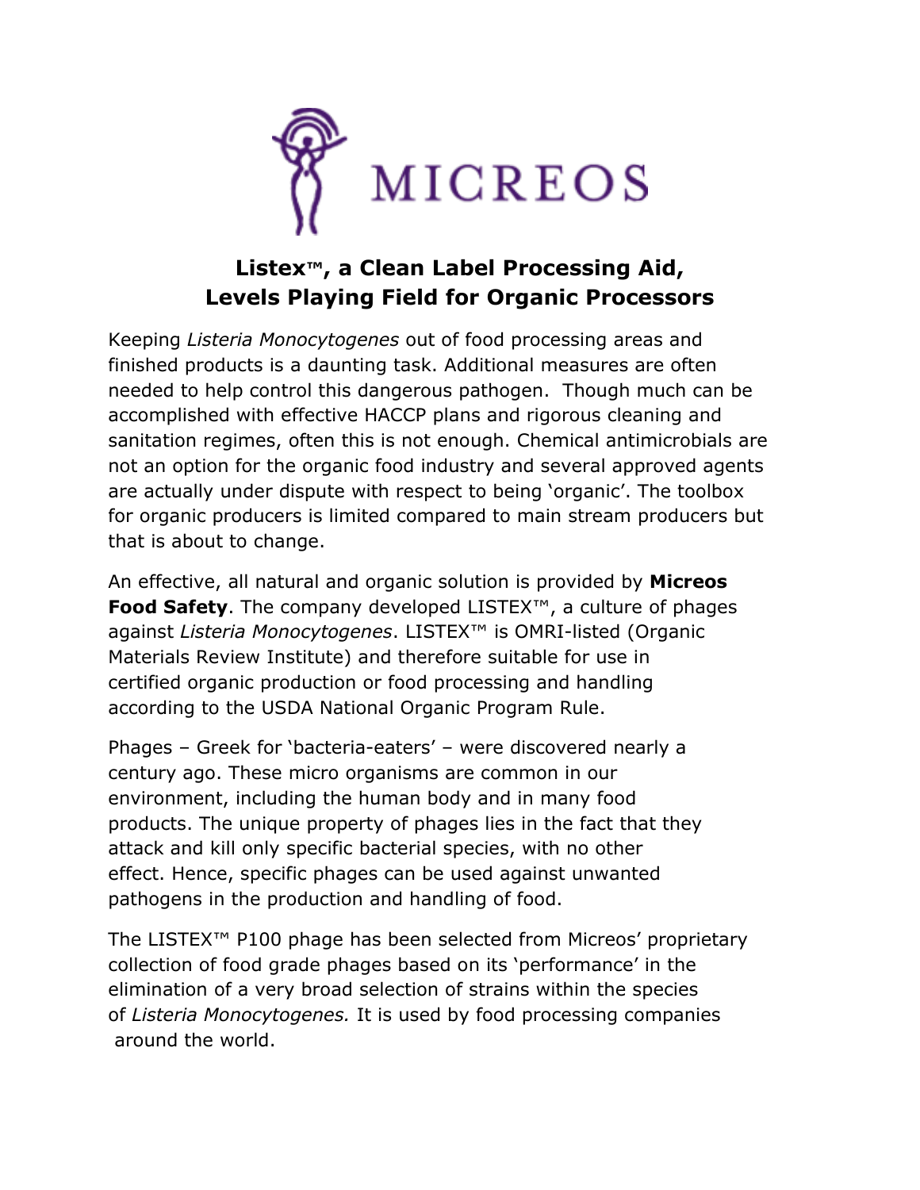MICREOS

## Listex™, a Clean Label Processing Aid, Levels Playing Field for Organic Processors

Keeping *Listeria Monocytogenes* out of food processing areas and finished products is a daunting task. Additional measures are often needed to help control this dangerous pathogen. Though much can be accomplished with effective HACCP plans and rigorous cleaning and sanitation regimes, often this is not enough. Chemical antimicrobials are not an option for the organic food industry and several approved agents are actually under dispute with respect to being 'organic'. The toolbox for organic producers is limited compared to main stream producers but that is about to change.

An effective, all natural and organic solution is provided by **Micreos Food Safety**. The company developed LISTEX™, a culture of phages against *Listeria Monocytogenes*. LISTEX™ is OMRI-listed (Organic Materials Review Institute) and therefore suitable for use in certified organic production or food processing and handling according to the USDA National Organic Program Rule.

Phages – Greek for 'bacteria-eaters' – were discovered nearly a century ago. These micro organisms are common in our environment, including the human body and in many food products. The unique property of phages lies in the fact that they attack and kill only specific bacterial species, with no other effect. Hence, specific phages can be used against unwanted pathogens in the production and handling of food.

The LISTEX™ P100 phage has been selected from Micreos' proprietary collection of food grade phages based on its 'performance' in the elimination of a very broad selection of strains within the species of *Listeria Monocytogenes.* It is used by food processing companies around the world.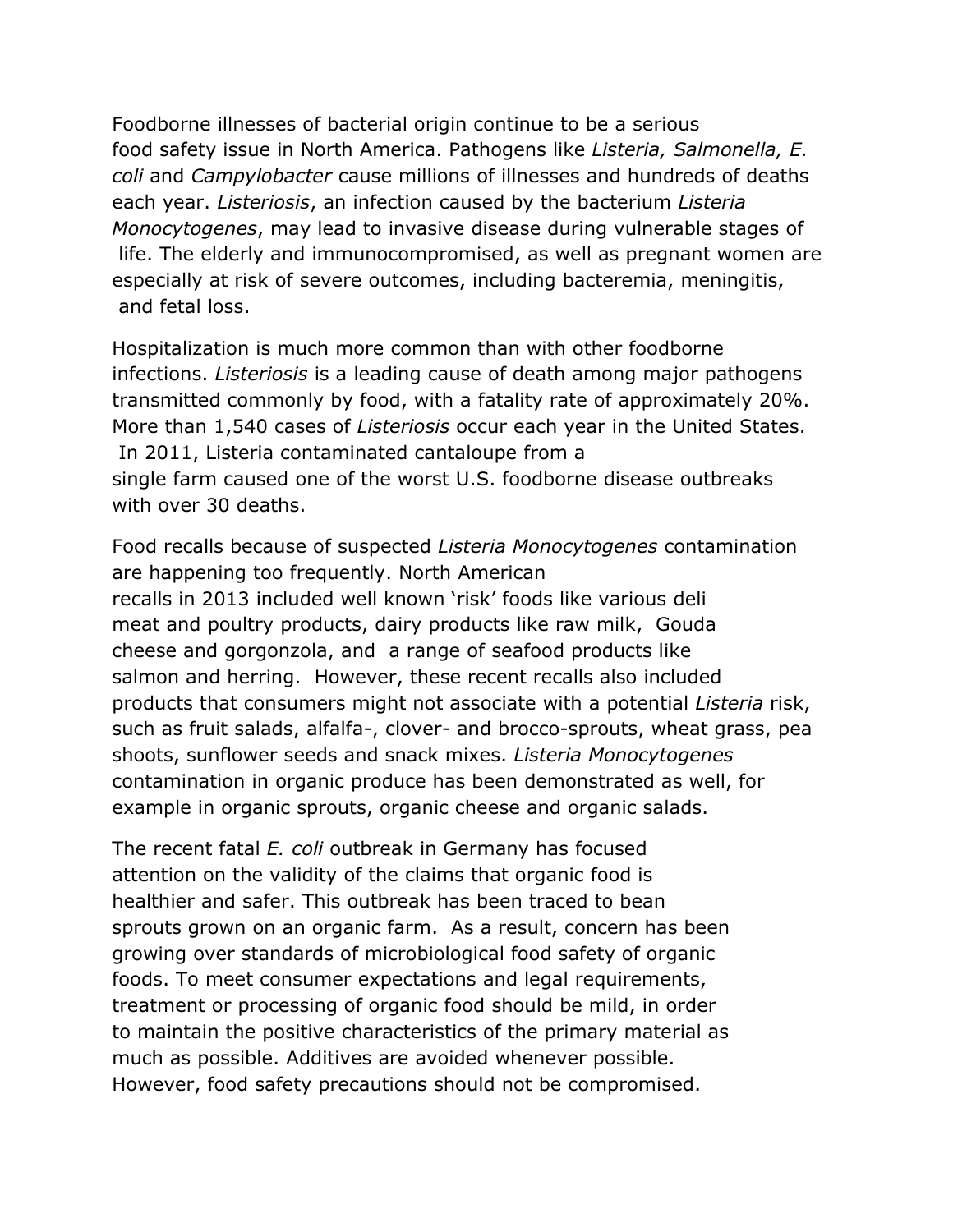Foodborne illnesses of bacterial origin continue to be a serious food safety issue in North America. Pathogens like *Listeria, Salmonella, E. coli* and *Campylobacter* cause millions of illnesses and hundreds of deaths each year. *Listeriosis*, an infection caused by the bacterium *Listeria Monocytogenes*, may lead to invasive disease during vulnerable stages of life. The elderly and immunocompromised, as well as pregnant women are especially at risk of severe outcomes, including bacteremia, meningitis, and fetal loss.

Hospitalization is much more common than with other foodborne infections. *Listeriosis* is a leading cause of death among major pathogens transmitted commonly by food, with a fatality rate of approximately 20%. More than 1,540 cases of *Listeriosis* occur each year in the United States. In 2011, Listeria contaminated cantaloupe from a single farm caused one of the worst U.S. foodborne disease outbreaks with over 30 deaths.

Food recalls because of suspected *Listeria Monocytogenes* contamination are happening too frequently. North American recalls in 2013 included well known 'risk' foods like various deli meat and poultry products, dairy products like raw milk, Gouda cheese and gorgonzola, and a range of seafood products like salmon and herring. However, these recent recalls also included products that consumers might not associate with a potential *Listeria* risk, such as fruit salads, alfalfa-, clover- and brocco-sprouts, wheat grass, pea shoots, sunflower seeds and snack mixes. *Listeria Monocytogenes* contamination in organic produce has been demonstrated as well, for example in organic sprouts, organic cheese and organic salads.

The recent fatal *E. coli* outbreak in Germany has focused attention on the validity of the claims that organic food is healthier and safer. This outbreak has been traced to bean sprouts grown on an organic farm. As a result, concern has been growing over standards of microbiological food safety of organic foods. To meet consumer expectations and legal requirements, treatment or processing of organic food should be mild, in order to maintain the positive characteristics of the primary material as much as possible. Additives are avoided whenever possible. However, food safety precautions should not be compromised.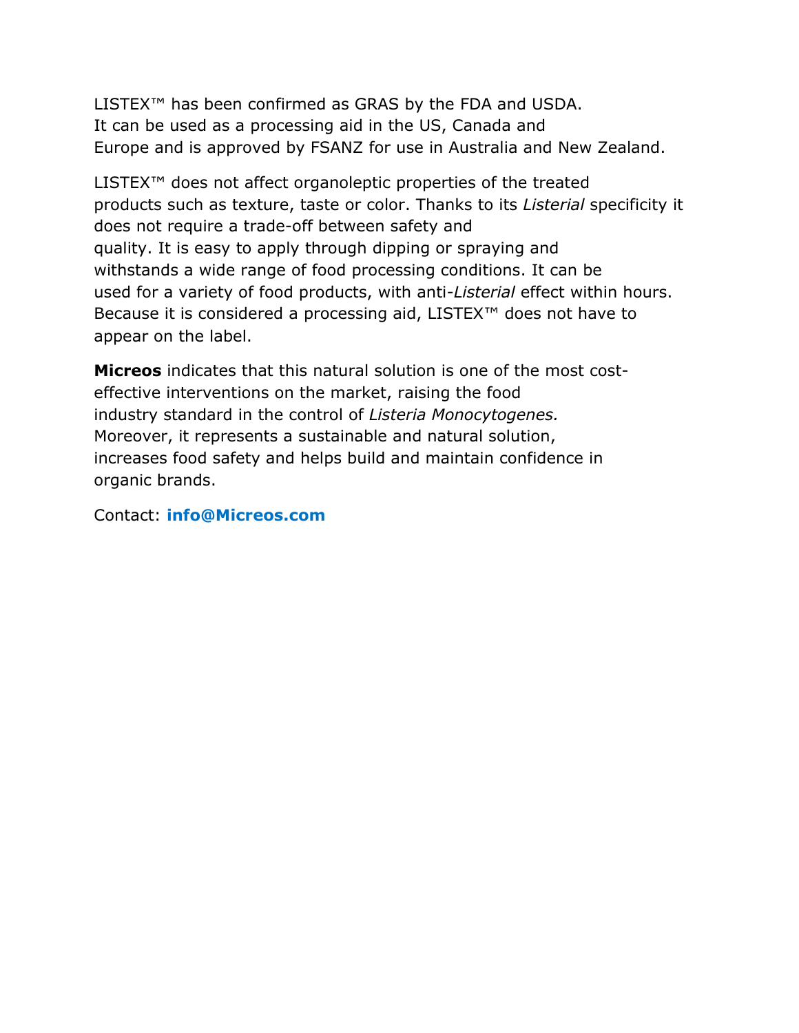LISTEX™ has been confirmed as GRAS by the FDA and USDA. It can be used as a processing aid in the US, Canada and Europe and is approved by FSANZ for use in Australia and New Zealand.

LISTEX™ does not affect organoleptic properties of the treated products such as texture, taste or color. Thanks to its *Listerial* specificity it does not require a trade-off between safety and quality. It is easy to apply through dipping or spraying and withstands a wide range of food processing conditions. It can be used for a variety of food products, with anti-*Listerial* effect within hours. Because it is considered a processing aid, LISTEX™ does not have to appear on the label.

**Micreos** indicates that this natural solution is one of the most cost-effective interventions on the market, raising the food industry standard in the control of *Listeria Monocytogenes.* Moreover, it represents a sustainable and natural solution, increases food safety and helps build and maintain confidence in organic brands.

Contact: **info@Micreos.com**